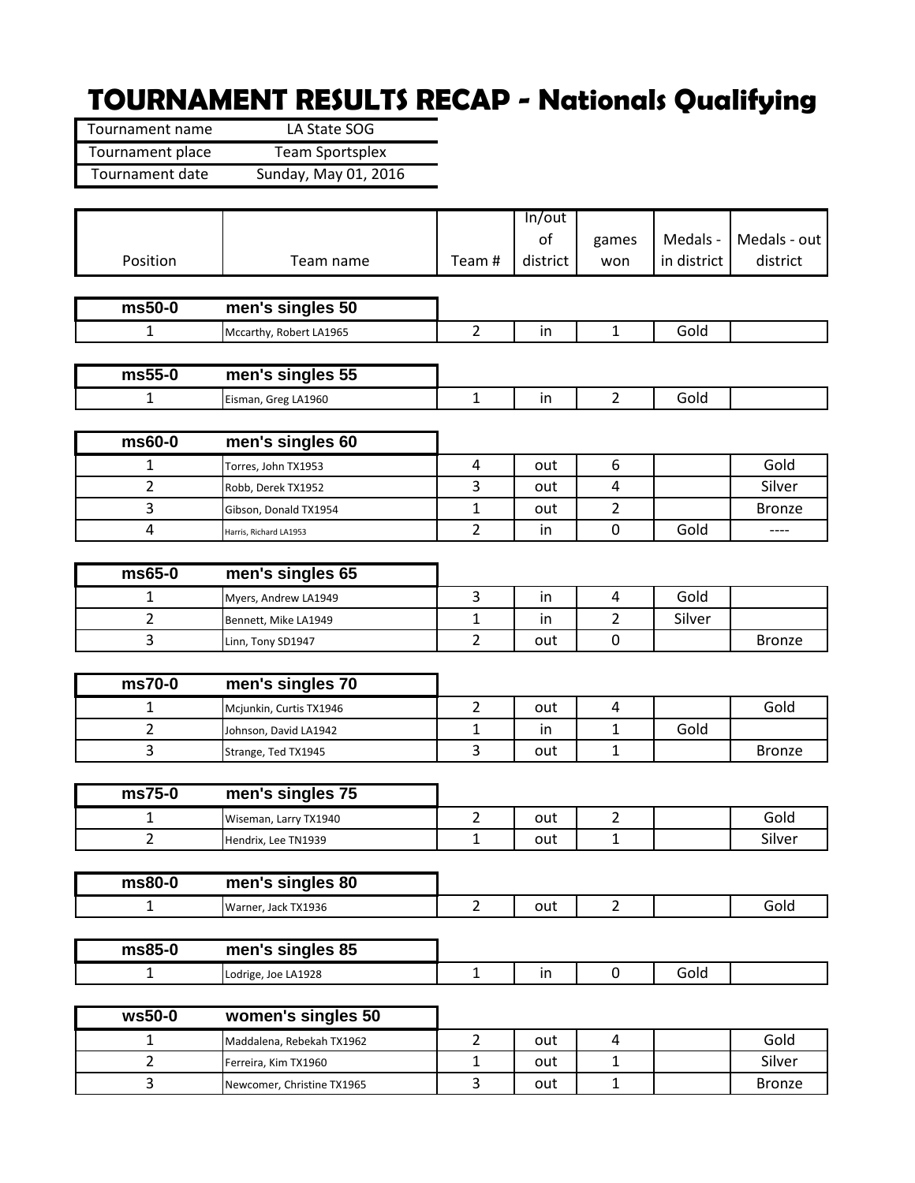# TOURNAMENT RESULTS RECAP - Nationals Qualifying

| Tournament name | LA State SOG |
|---|---|
| Tournament place | Team Sportsplex |
| Tournament date | Sunday, May 01, 2016 |

| Position | Team name | Team # | In/out of district | games won | Medals - in district | Medals - out district |
|---|---|---|---|---|---|---|
| **ms50-0** | **men's singles 50** | | | | | |
| 1 | Mccarthy, Robert LA1965 | 2 | in | 1 | Gold | |
| **ms55-0** | **men's singles 55** | | | | | |
| 1 | Eisman, Greg LA1960 | 1 | in | 2 | Gold | |
| **ms60-0** | **men's singles 60** | | | | | |
| 1 | Torres, John TX1953 | 4 | out | 6 | | Gold |
| 2 | Robb, Derek TX1952 | 3 | out | 4 | | Silver |
| 3 | Gibson, Donald TX1954 | 1 | out | 2 | | Bronze |
| 4 | Harris, Richard LA1953 | 2 | in | 0 | Gold | ---- |
| **ms65-0** | **men's singles 65** | | | | | |
| 1 | Myers, Andrew LA1949 | 3 | in | 4 | Gold | |
| 2 | Bennett, Mike LA1949 | 1 | in | 2 | Silver | |
| 3 | Linn, Tony SD1947 | 2 | out | 0 | | Bronze |
| **ms70-0** | **men's singles 70** | | | | | |
| 1 | Mcjunkin, Curtis TX1946 | 2 | out | 4 | | Gold |
| 2 | Johnson, David LA1942 | 1 | in | 1 | Gold | |
| 3 | Strange, Ted TX1945 | 3 | out | 1 | | Bronze |
| **ms75-0** | **men's singles 75** | | | | | |
| 1 | Wiseman, Larry TX1940 | 2 | out | 2 | | Gold |
| 2 | Hendrix, Lee TN1939 | 1 | out | 1 | | Silver |
| **ms80-0** | **men's singles 80** | | | | | |
| 1 | Warner, Jack TX1936 | 2 | out | 2 | | Gold |
| **ms85-0** | **men's singles 85** | | | | | |
| 1 | Lodrige, Joe LA1928 | 1 | in | 0 | Gold | |
| **ws50-0** | **women's singles 50** | | | | | |
| 1 | Maddalena, Rebekah TX1962 | 2 | out | 4 | | Gold |
| 2 | Ferreira, Kim TX1960 | 1 | out | 1 | | Silver |
| 3 | Newcomer, Christine TX1965 | 3 | out | 1 | | Bronze |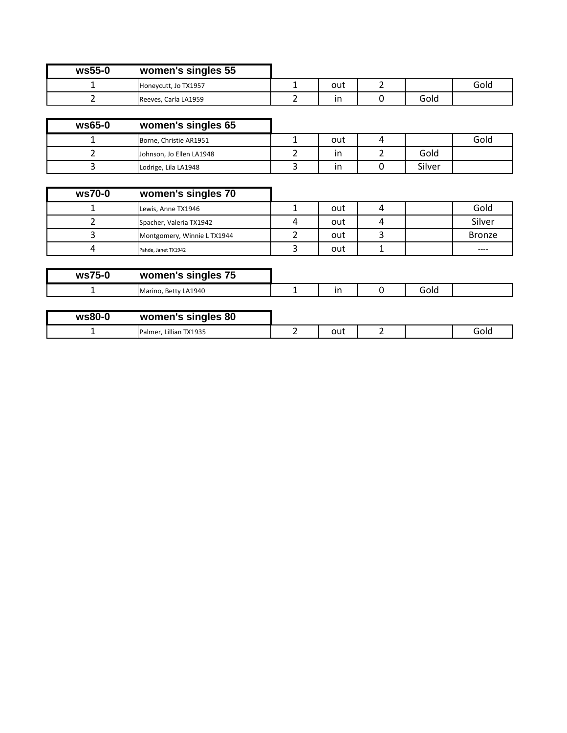| ws55-0 | women's singles 55 | | | | | |
|---|---|---|---|---|---|---|
| 1 | Honeycutt, Jo TX1957 | 1 | out | 2 | | Gold |
| 2 | Reeves, Carla LA1959 | 2 | in | 0 | Gold | |

| ws65-0 | women's singles 65 | | | | | |
|---|---|---|---|---|---|---|
| 1 | Borne, Christie AR1951 | 1 | out | 4 | | Gold |
| 2 | Johnson, Jo Ellen LA1948 | 2 | in | 2 | Gold | |
| 3 | Lodrige, Lila LA1948 | 3 | in | 0 | Silver | |

| ws70-0 | women's singles 70 | | | | | |
|---|---|---|---|---|---|---|
| 1 | Lewis, Anne TX1946 | 1 | out | 4 | | Gold |
| 2 | Spacher, Valeria TX1942 | 4 | out | 4 | | Silver |
| 3 | Montgomery, Winnie L TX1944 | 2 | out | 3 | | Bronze |
| 4 | Pahde, Janet TX1942 | 3 | out | 1 | | ---- |

| ws75-0 | women's singles 75 | | | | | |
|---|---|---|---|---|---|---|
| 1 | Marino, Betty LA1940 | 1 | in | 0 | Gold | |

| ws80-0 | women's singles 80 | | | | | |
|---|---|---|---|---|---|---|
| 1 | Palmer, Lillian TX1935 | 2 | out | 2 | | Gold |